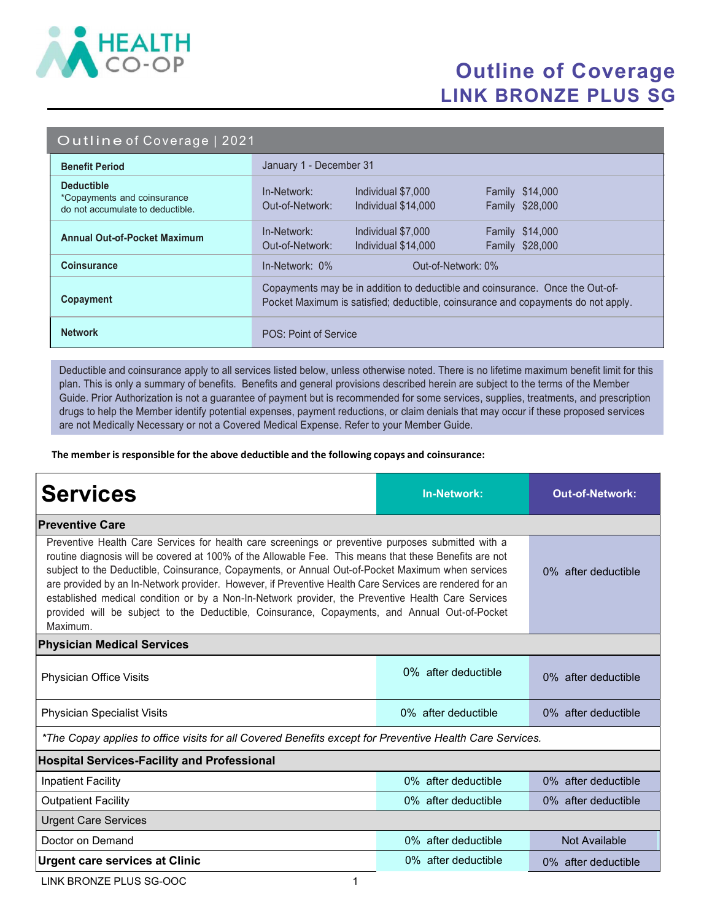HEALTH CO-OP

# Outline of Coverage
## LINK BRONZE PLUS SG

| Outline of Coverage \| 2021 | | | |
|---|---|---|---|
| **Benefit Period** | January 1 - December 31 | | |
| **Deductible** *Copayments and coinsurance do not accumulate to deductible. | In-Network:<br>Out-of-Network: | Individual $7,000<br>Individual $14,000 | Family $14,000<br>Family $28,000 |
| **Annual Out-of-Pocket Maximum** | In-Network:<br>Out-of-Network: | Individual $7,000<br>Individual $14,000 | Family $14,000<br>Family $28,000 |
| **Coinsurance** | In-Network: 0% | Out-of-Network: 0% | |
| **Copayment** | Copayments may be in addition to deductible and coinsurance. Once the Out-of-Pocket Maximum is satisfied; deductible, coinsurance and copayments do not apply. | | |
| **Network** | POS: Point of Service | | |

Deductible and coinsurance apply to all services listed below, unless otherwise noted. There is no lifetime maximum benefit limit for this plan. This is only a summary of benefits. Benefits and general provisions described herein are subject to the terms of the Member Guide. Prior Authorization is not a guarantee of payment but is recommended for some services, supplies, treatments, and prescription drugs to help the Member identify potential expenses, payment reductions, or claim denials that may occur if these proposed services are not Medically Necessary or not a Covered Medical Expense. Refer to your Member Guide.

**The member is responsible for the above deductible and the following copays and coinsurance:**

| Services | In-Network: | Out-of-Network: |
|---|---|---|
| **Preventive Care** | | |
| Preventive Health Care Services for health care screenings or preventive purposes submitted with a routine diagnosis will be covered at 100% of the Allowable Fee. This means that these Benefits are not subject to the Deductible, Coinsurance, Copayments, or Annual Out-of-Pocket Maximum when services are provided by an In-Network provider. However, if Preventive Health Care Services are rendered for an established medical condition or by a Non-In-Network provider, the Preventive Health Care Services provided will be subject to the Deductible, Coinsurance, Copayments, and Annual Out-of-Pocket Maximum. | | 0% after deductible |
| **Physician Medical Services** | | |
| Physician Office Visits | 0% after deductible | 0% after deductible |
| Physician Specialist Visits | 0% after deductible | 0% after deductible |
| *\*The Copay applies to office visits for all Covered Benefits except for Preventive Health Care Services.* | | |
| **Hospital Services-Facility and Professional** | | |
| Inpatient Facility | 0% after deductible | 0% after deductible |
| Outpatient Facility | 0% after deductible | 0% after deductible |
| Urgent Care Services | | |
| Doctor on Demand | 0% after deductible | Not Available |
| **Urgent care services at Clinic** | 0% after deductible | 0% after deductible |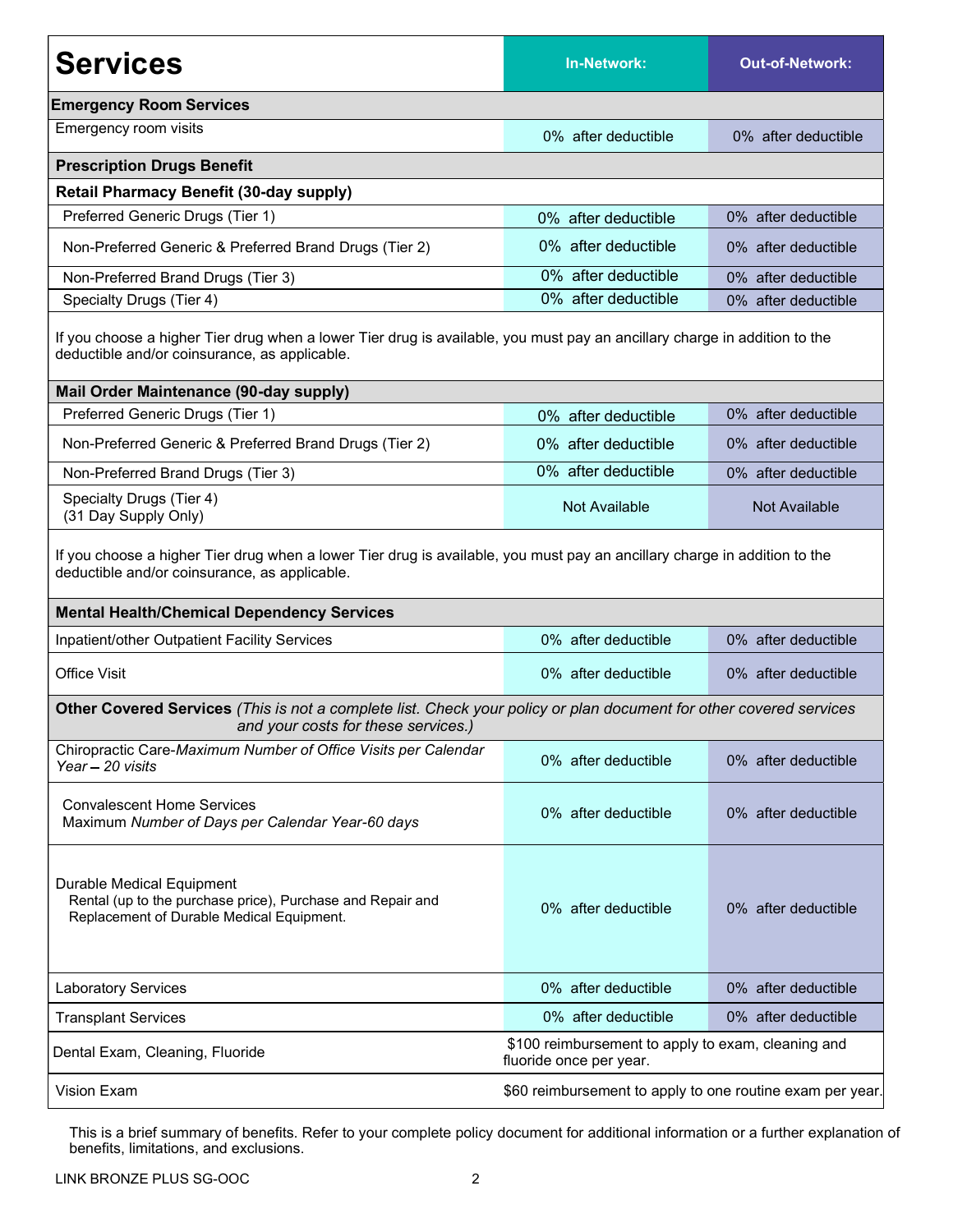| Services | In-Network: | Out-of-Network: |
|---|---|---|
| **Emergency Room Services** | | |
| Emergency room visits | 0% after deductible | 0% after deductible |
| **Prescription Drugs Benefit** | | |
| **Retail Pharmacy Benefit (30-day supply)** | | |
| Preferred Generic Drugs (Tier 1) | 0% after deductible | 0% after deductible |
| Non-Preferred Generic & Preferred Brand Drugs (Tier 2) | 0% after deductible | 0% after deductible |
| Non-Preferred Brand Drugs (Tier 3) | 0% after deductible | 0% after deductible |
| Specialty Drugs (Tier 4) | 0% after deductible | 0% after deductible |
| If you choose a higher Tier drug when a lower Tier drug is available, you must pay an ancillary charge in addition to the deductible and/or coinsurance, as applicable. | | |
| **Mail Order Maintenance (90-day supply)** | | |
| Preferred Generic Drugs (Tier 1) | 0% after deductible | 0% after deductible |
| Non-Preferred Generic & Preferred Brand Drugs (Tier 2) | 0% after deductible | 0% after deductible |
| Non-Preferred Brand Drugs (Tier 3) | 0% after deductible | 0% after deductible |
| Specialty Drugs (Tier 4) (31 Day Supply Only) | Not Available | Not Available |
| If you choose a higher Tier drug when a lower Tier drug is available, you must pay an ancillary charge in addition to the deductible and/or coinsurance, as applicable. | | |
| **Mental Health/Chemical Dependency Services** | | |
| Inpatient/other Outpatient Facility Services | 0% after deductible | 0% after deductible |
| Office Visit | 0% after deductible | 0% after deductible |
| **Other Covered Services** *(This is not a complete list. Check your policy or plan document for other covered services and your costs for these services.)* | | |
| Chiropractic Care-*Maximum Number of Office Visits per Calendar Year – 20 visits* | 0% after deductible | 0% after deductible |
| Convalescent Home Services Maximum *Number of Days per Calendar Year-60 days* | 0% after deductible | 0% after deductible |
| Durable Medical Equipment Rental (up to the purchase price), Purchase and Repair and Replacement of Durable Medical Equipment. | 0% after deductible | 0% after deductible |
| Laboratory Services | 0% after deductible | 0% after deductible |
| Transplant Services | 0% after deductible | 0% after deductible |
| Dental Exam, Cleaning, Fluoride | $100 reimbursement to apply to exam, cleaning and fluoride once per year. | |
| Vision Exam | $60 reimbursement to apply to one routine exam per year. | |

This is a brief summary of benefits. Refer to your complete policy document for additional information or a further explanation of benefits, limitations, and exclusions.

LINK BRONZE PLUS SG-OOC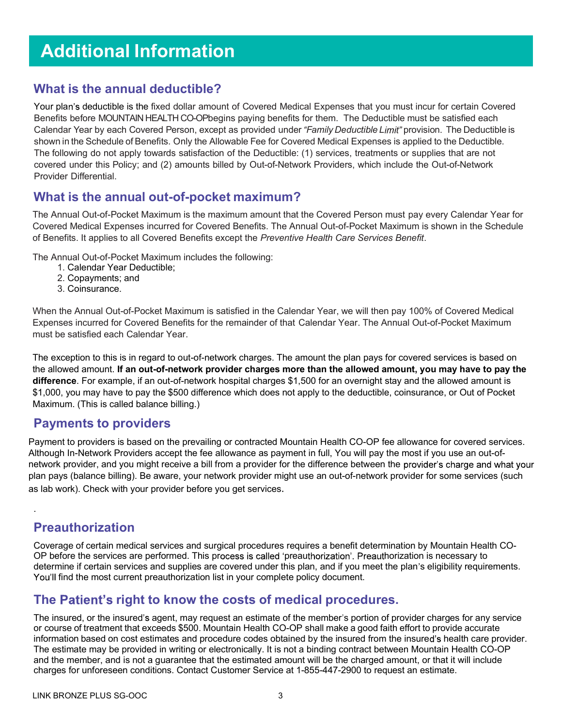# Additional Information

## What is the annual deductible?

Your plan's deductible is the fixed dollar amount of Covered Medical Expenses that you must incur for certain Covered Benefits before MOUNTAIN HEALTH CO-OPbegins paying benefits for them. The Deductible must be satisfied each Calendar Year by each Covered Person, except as provided under *"Family Deductible Limit"* provision. The Deductible is shown in the Schedule of Benefits. Only the Allowable Fee for Covered Medical Expenses is applied to the Deductible. The following do not apply towards satisfaction of the Deductible: (1) services, treatments or supplies that are not covered under this Policy; and (2) amounts billed by Out-of-Network Providers, which include the Out-of-Network Provider Differential.

## What is the annual out-of-pocket maximum?

The Annual Out-of-Pocket Maximum is the maximum amount that the Covered Person must pay every Calendar Year for Covered Medical Expenses incurred for Covered Benefits. The Annual Out-of-Pocket Maximum is shown in the Schedule of Benefits. It applies to all Covered Benefits except the *Preventive Health Care Services Benefit*.

The Annual Out-of-Pocket Maximum includes the following:

1. Calendar Year Deductible;
2. Copayments; and
3. Coinsurance.

When the Annual Out-of-Pocket Maximum is satisfied in the Calendar Year, we will then pay 100% of Covered Medical Expenses incurred for Covered Benefits for the remainder of that Calendar Year. The Annual Out-of-Pocket Maximum must be satisfied each Calendar Year.

The exception to this is in regard to out-of-network charges. The amount the plan pays for covered services is based on the allowed amount. **If an out-of-network provider charges more than the allowed amount, you may have to pay the difference**. For example, if an out-of-network hospital charges $1,500 for an overnight stay and the allowed amount is $1,000, you may have to pay the $500 difference which does not apply to the deductible, coinsurance, or Out of Pocket Maximum. (This is called balance billing.)

## Payments to providers

Payment to providers is based on the prevailing or contracted Mountain Health CO-OP fee allowance for covered services. Although In-Network Providers accept the fee allowance as payment in full, You will pay the most if you use an out-of-network provider, and you might receive a bill from a provider for the difference between the provider's charge and what your plan pays (balance billing). Be aware, your network provider might use an out-of-network provider for some services (such as lab work). Check with your provider before you get services.

.

## Preauthorization

Coverage of certain medical services and surgical procedures requires a benefit determination by Mountain Health CO-OP before the services are performed. This process is called 'preauthorization'. Preauthorization is necessary to determine if certain services and supplies are covered under this plan, and if you meet the plan's eligibility requirements. You'll find the most current preauthorization list in your complete policy document.

## The Patient's right to know the costs of medical procedures.

The insured, or the insured's agent, may request an estimate of the member's portion of provider charges for any service or course of treatment that exceeds $500. Mountain Health CO-OP shall make a good faith effort to provide accurate information based on cost estimates and procedure codes obtained by the insured from the insured's health care provider. The estimate may be provided in writing or electronically. It is not a binding contract between Mountain Health CO-OP and the member, and is not a guarantee that the estimated amount will be the charged amount, or that it will include charges for unforeseen conditions. Contact Customer Service at 1-855-447-2900 to request an estimate.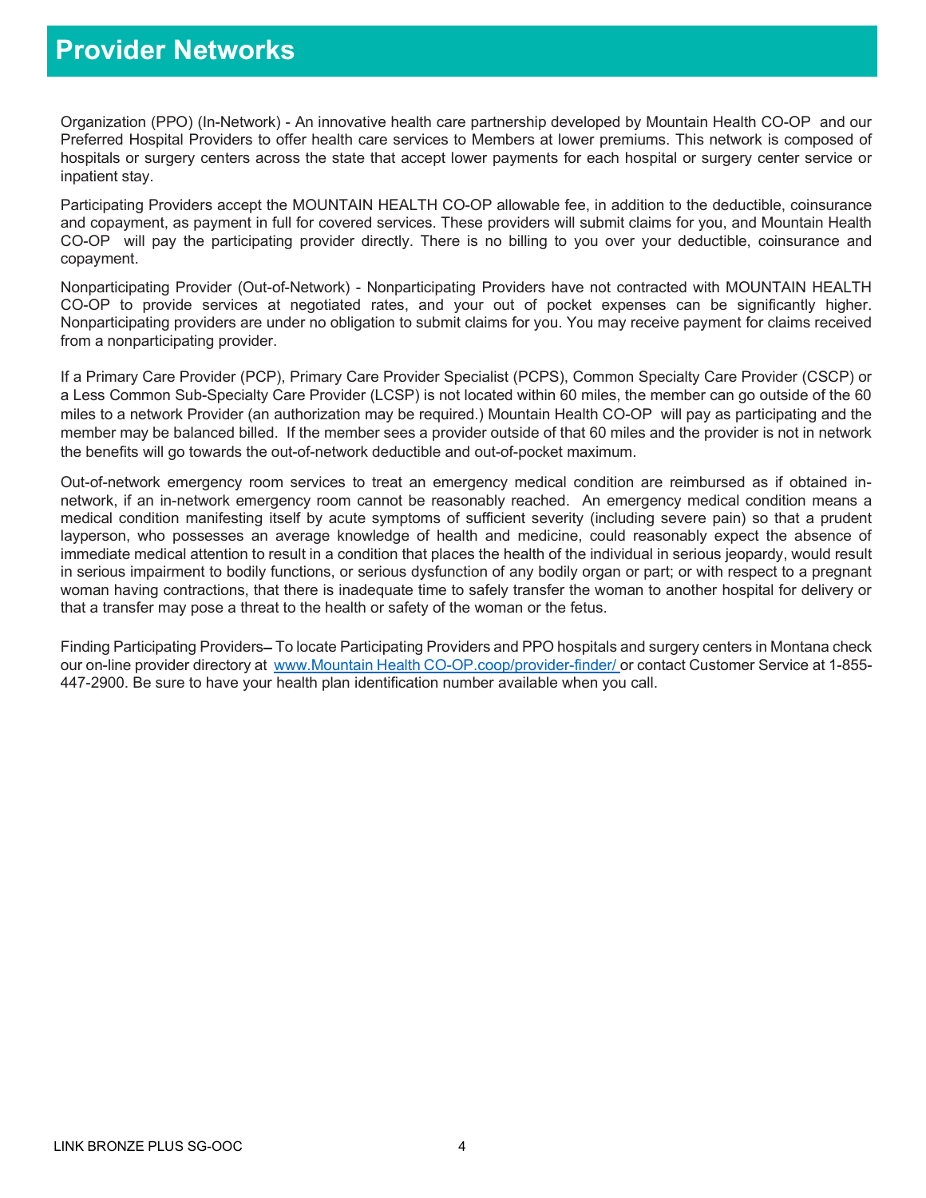# Provider Networks

Organization (PPO) (In-Network) - An innovative health care partnership developed by Mountain Health CO-OP and our Preferred Hospital Providers to offer health care services to Members at lower premiums. This network is composed of hospitals or surgery centers across the state that accept lower payments for each hospital or surgery center service or inpatient stay.

Participating Providers accept the MOUNTAIN HEALTH CO-OP allowable fee, in addition to the deductible, coinsurance and copayment, as payment in full for covered services. These providers will submit claims for you, and Mountain Health CO-OP will pay the participating provider directly. There is no billing to you over your deductible, coinsurance and copayment.

Nonparticipating Provider (Out-of-Network) - Nonparticipating Providers have not contracted with MOUNTAIN HEALTH CO-OP to provide services at negotiated rates, and your out of pocket expenses can be significantly higher. Nonparticipating providers are under no obligation to submit claims for you. You may receive payment for claims received from a nonparticipating provider.

If a Primary Care Provider (PCP), Primary Care Provider Specialist (PCPS), Common Specialty Care Provider (CSCP) or a Less Common Sub-Specialty Care Provider (LCSP) is not located within 60 miles, the member can go outside of the 60 miles to a network Provider (an authorization may be required.) Mountain Health CO-OP will pay as participating and the member may be balanced billed. If the member sees a provider outside of that 60 miles and the provider is not in network the benefits will go towards the out-of-network deductible and out-of-pocket maximum.

Out-of-network emergency room services to treat an emergency medical condition are reimbursed as if obtained in-network, if an in-network emergency room cannot be reasonably reached. An emergency medical condition means a medical condition manifesting itself by acute symptoms of sufficient severity (including severe pain) so that a prudent layperson, who possesses an average knowledge of health and medicine, could reasonably expect the absence of immediate medical attention to result in a condition that places the health of the individual in serious jeopardy, would result in serious impairment to bodily functions, or serious dysfunction of any bodily organ or part; or with respect to a pregnant woman having contractions, that there is inadequate time to safely transfer the woman to another hospital for delivery or that a transfer may pose a threat to the health or safety of the woman or the fetus.

Finding Participating Providers– To locate Participating Providers and PPO hospitals and surgery centers in Montana check our on-line provider directory at www.Mountain Health CO-OP.coop/provider-finder/ or contact Customer Service at 1-855-447-2900. Be sure to have your health plan identification number available when you call.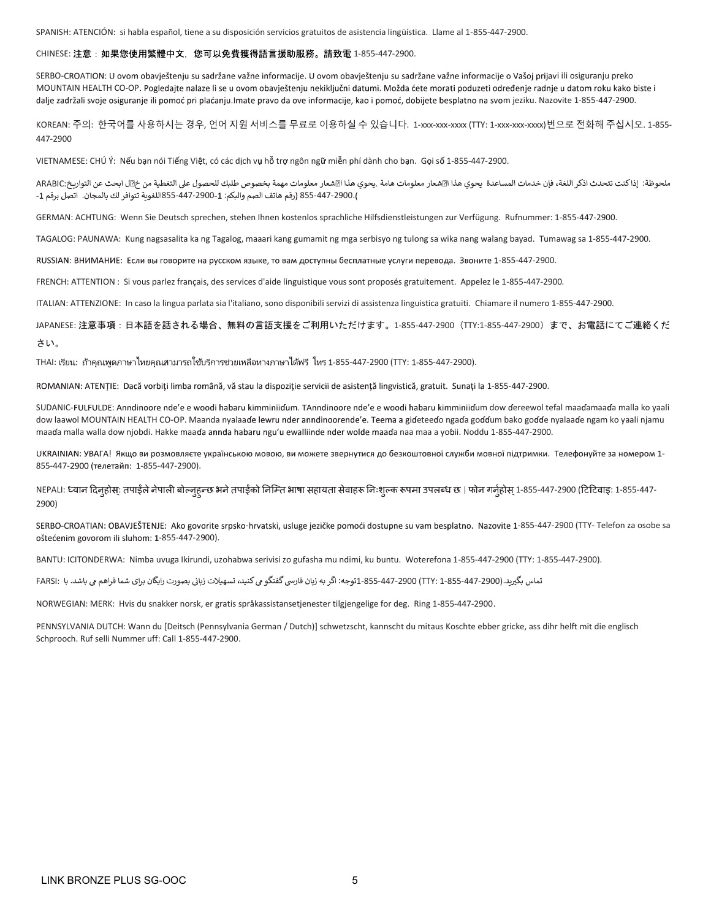SPANISH: ATENCIÓN: si habla español, tiene a su disposición servicios gratuitos de asistencia lingüística. Llame al 1-855-447-2900.

CHINESE: 注意：如果您使用繁體中文，您可以免費獲得語言援助服務。請致電 1-855-447-2900.

SERBO-CROATION: U ovom obavještenju su sadržane važne informacije. U ovom obavještenju su sadržane važne informacije o Vašoj prijavi ili osiguranju preko MOUNTAIN HEALTH CO-OP. Pogledajte nalaze li se u ovom obavještenju nekiključni datumi. Možda ćete morati poduzeti određenje radnje u datom roku kako biste i dalje zadržali svoje osiguranje ili pomoć pri plaćanju.Imate pravo da ove informacije, kao i pomoć, dobijete besplatno na svom jeziku. Nazovite 1-855-447-2900.

KOREAN: 주의: 한국어를 사용하시는 경우, 언어 지원 서비스를 무료로 이용하실 수 있습니다. 1-xxx-xxx-xxxx (TTY: 1-xxx-xxx-xxxx)번으로 전화해 주십시오. 1-855-447-2900

VIETNAMESE: CHÚ Ý: Nếu bạn nói Tiếng Việt, có các dịch vụ hỗ trợ ngôn ngữ miễn phí dành cho bạn. Gọi số 1-855-447-2900.

ARABIC:ملحوظة: إذا كنت تتحدث اذكر اللغة، فإن خدمات المساعدة يحوي هذا الإشعار معلومات هامة .يحوي هذا الإشعار معلومات مهمة بخصوص طلبك للحصول على التغطية من خلال ابحث عن التواريخ اللغوية تتوافر لك بالمجان. اتصل برقم 1-855-447-2900 (رقم هاتف الصم والبكم: 1-855-447-2900).

GERMAN: ACHTUNG: Wenn Sie Deutsch sprechen, stehen Ihnen kostenlos sprachliche Hilfsdienstleistungen zur Verfügung. Rufnummer: 1-855-447-2900.

TAGALOG: PAUNAWA: Kung nagsasalita ka ng Tagalog, maaari kang gumamit ng mga serbisyo ng tulong sa wika nang walang bayad. Tumawag sa 1-855-447-2900.

RUSSIAN: ВНИМАНИЕ: Если вы говорите на русском языке, то вам доступны бесплатные услуги перевода. Звоните 1-855-447-2900.

FRENCH: ATTENTION : Si vous parlez français, des services d'aide linguistique vous sont proposés gratuitement. Appelez le 1-855-447-2900.

ITALIAN: ATTENZIONE: In caso la lingua parlata sia l'italiano, sono disponibili servizi di assistenza linguistica gratuiti. Chiamare il numero 1-855-447-2900.

JAPANESE: 注意事項：日本語を話される場合、無料の言語支援をご利用いただけます。1-855-447-2900（TTY:1-855-447-2900）まで、お電話にてご連絡ください。

THAI: เรียน: ถ้าคุณพูดภาษาไทยคุณสามารถใช้บริการช่วยเหลือทางภาษาได้ฟรี โทร 1-855-447-2900 (TTY: 1-855-447-2900).

ROMANIAN: ATENȚIE: Dacă vorbiți limba română, vă stau la dispoziție servicii de asistență lingvistică, gratuit. Sunați la 1-855-447-2900.

SUDANIC-FULFULDE: Anndinoore nde'e e woodi habaru kimminiiɗum. TAnndinoore nde'e e woodi habaru kimminiiɗum dow ɗereewol tefal maaɗamaaɗa malla ko yaali dow laawol MOUNTAIN HEALTH CO-OP. Maanda nyalaaɗe lewru nder anndinoorende'e. Teema a giɗeteeɗo ngaɗa goɗɗum bako goɗɗe nyalaaɗe ngam ko yaali njamu maaɗa malla walla dow njobdi. Hakke maaɗa annda habaru ngu'u ewalliinde nder wolde maaɗa naa maa a yoɓii. Noddu 1-855-447-2900.

UKRAINIAN: УВАГА! Якщо ви розмовляєте українською мовою, ви можете звернутися до безкоштовної служби мовної підтримки. Телефонуйте за номером 1-855-447-2900 (телетайп: 1-855-447-2900).

NEPALI: ध्यान दिनुहोस्: तपाईंले नेपाली बोल्नुहुन्छ भने तपाईंको निम्ति भाषा सहायता सेवाहरू निःशुल्क रूपमा उपलब्ध छ । फोन गर्नुहोस् 1-855-447-2900 (टिटिवाइ: 1-855-447-2900)

SERBO-CROATIAN: OBAVJEŠTENJE: Ako govorite srpsko-hrvatski, usluge jezičke pomoći dostupne su vam besplatno. Nazovite 1-855-447-2900 (TTY- Telefon za osobe sa oštećenim govorom ili sluhom: 1-855-447-2900).

BANTU: ICITONDERWA: Nimba uvuga Ikirundi, uzohabwa serivisi zo gufasha mu ndimi, ku buntu. Woterefona 1-855-447-2900 (TTY: 1-855-447-2900).

FARSI: توجه: اگر به زبان فارسی گفتگو می کنید، تسهیلات زبانی بصورت رایگان برای شما فراهم می باشد. با 1-855-447-2900 (TTY: 1-855-447-2900) تماس بگیرید.

NORWEGIAN: MERK: Hvis du snakker norsk, er gratis språkassistansetjenester tilgjengelige for deg. Ring 1-855-447-2900.

PENNSYLVANIA DUTCH: Wann du [Deitsch (Pennsylvania German / Dutch)] schwetzscht, kannscht du mitaus Koschte ebber gricke, ass dihr helft mit die englisch Schprooch. Ruf selli Nummer uff: Call 1-855-447-2900.

LINK BRONZE PLUS SG-OOC